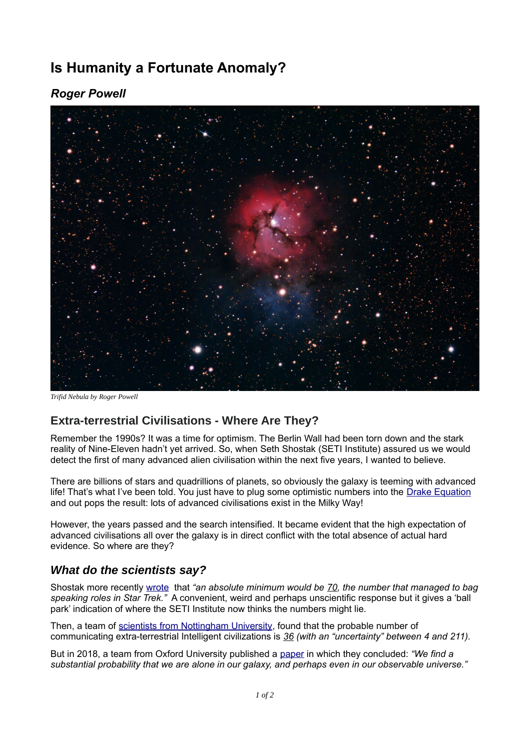# Is Humanity a Fortunate Anomaly?

## *Roger Powell*

*Trifid Nebula by Roger Powell*

## Extra-terrestrial Civilisations - Where Are They?

Remember the 1990s? It was a time for optimism. The Berlin Wall had been torn down and the stark reality of Nine-Eleven hadn't yet arrived. So, when Seth Shostak (SETI Institute) assured us we would detect the first of many advanced alien civilisation within the next five years, I wanted to believe.

There are billions of stars and quadrillions of planets, so obviously the galaxy is teeming with advanced life! That's what I've been told. You just have to plug some optimistic numbers into the Drake Equation and out pops the result: lots of advanced civilisations exist in the Milky Way!

However, the years passed and the search intensified. It became evident that the high expectation of advanced civilisations all over the galaxy is in direct conflict with the total absence of actual hard evidence. So where are they?

### *What do the scientists say?*

Shostak more recently wrote that *"an absolute minimum would be 70, the number that managed to bag speaking roles in Star Trek."* A convenient, weird and perhaps unscientific response but it gives a 'ball park' indication of where the SETI Institute now thinks the numbers might lie.

Then, a team of scientists from Nottingham University, found that the probable number of communicating extra-terrestrial Intelligent civilizations is *36 (with an "uncertainty" between 4 and 211)*.

But in 2018, a team from Oxford University published a paper in which they concluded: *"We find a substantial probability that we are alone in our galaxy, and perhaps even in our observable universe."*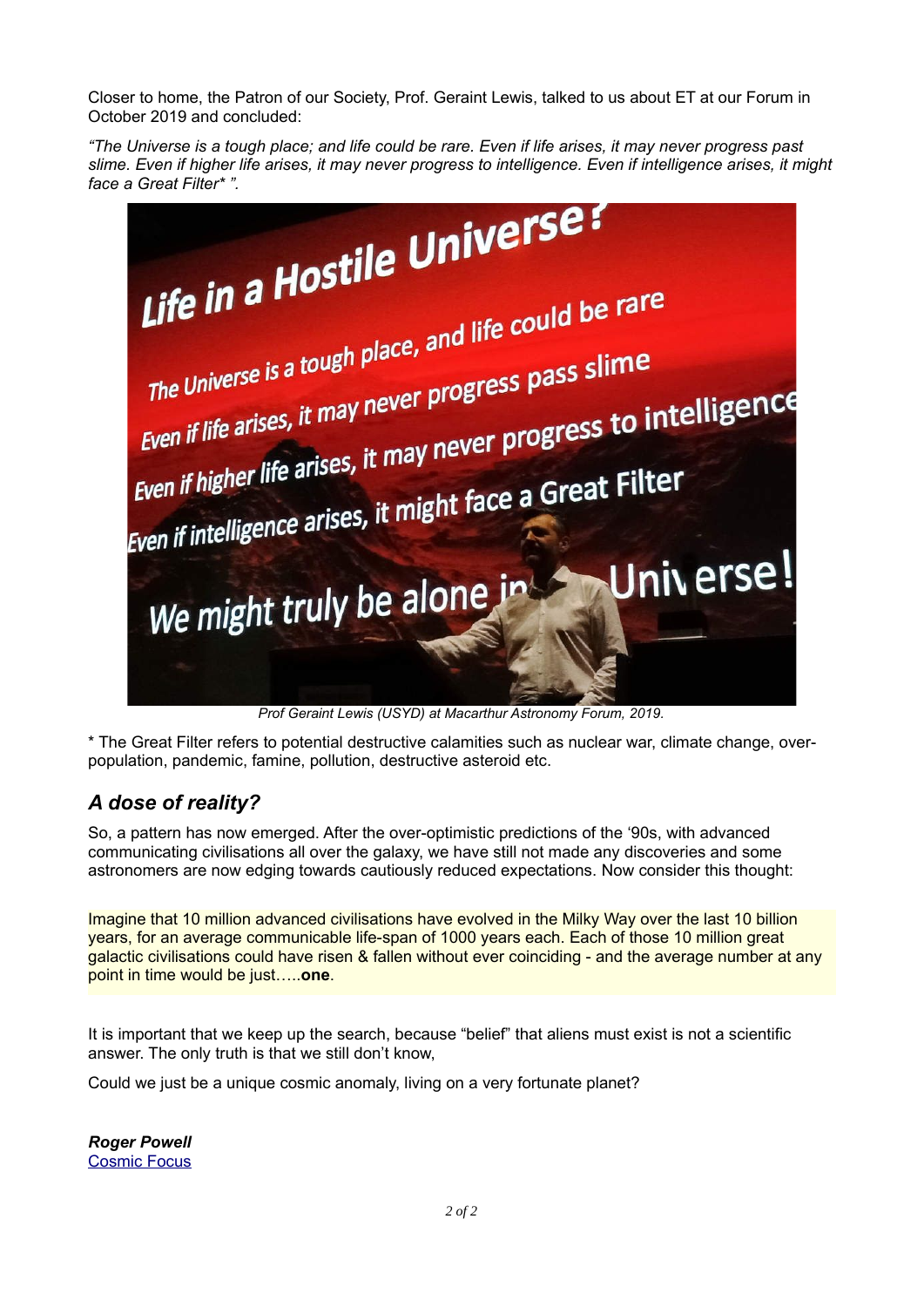Closer to home, the Patron of our Society, Prof. Geraint Lewis, talked to us about ET at our Forum in October 2019 and concluded:

*"The Universe is a tough place; and life could be rare. Even if life arises, it may never progress past slime. Even if higher life arises, it may never progress to intelligence. Even if intelligence arises, it might face a Great Filter* ".*

*Prof Geraint Lewis (USYD) at Macarthur Astronomy Forum, 2019.*

\* The Great Filter refers to potential destructive calamities such as nuclear war, climate change, over-population, pandemic, famine, pollution, destructive asteroid etc.

## *A dose of reality?*

So, a pattern has now emerged. After the over-optimistic predictions of the '90s, with advanced communicating civilisations all over the galaxy, we have still not made any discoveries and some astronomers are now edging towards cautiously reduced expectations. Now consider this thought:

Imagine that 10 million advanced civilisations have evolved in the Milky Way over the last 10 billion years, for an average communicable life-span of 1000 years each. Each of those 10 million great galactic civilisations could have risen & fallen without ever coinciding - and the average number at any point in time would be just…..**one**.

It is important that we keep up the search, because "belief" that aliens must exist is not a scientific answer. The only truth is that we still don't know,

Could we just be a unique cosmic anomaly, living on a very fortunate planet?

***Roger Powell***
[Cosmic Focus]